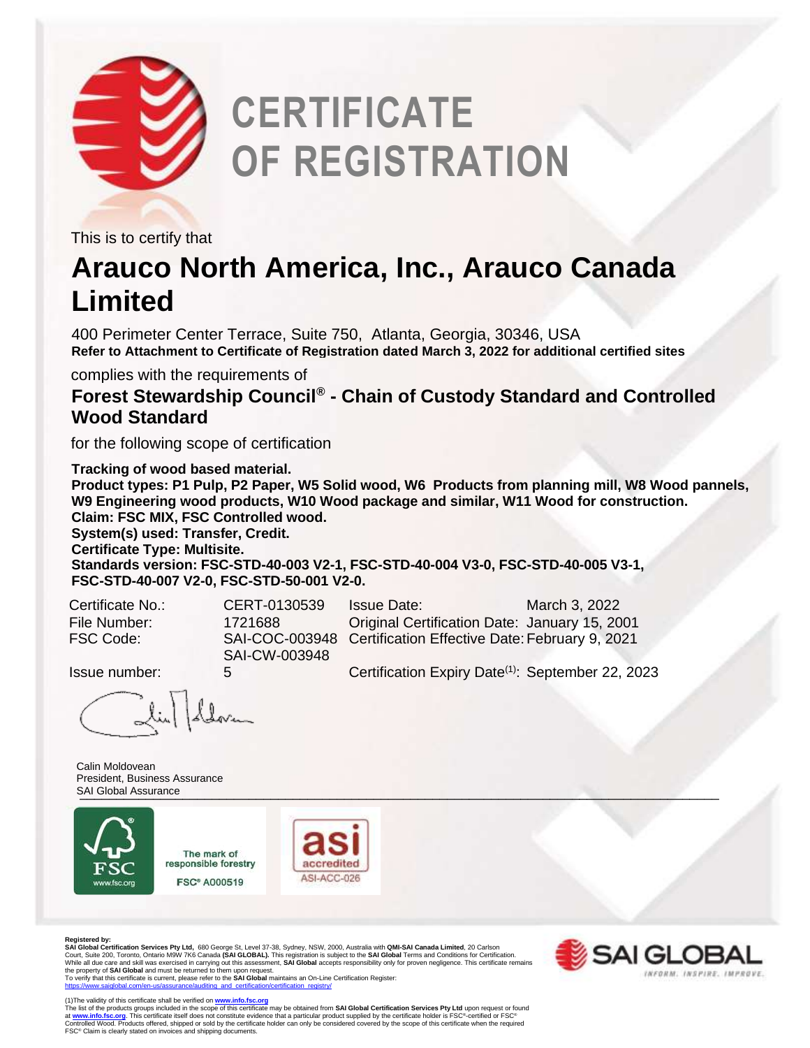# CERTIFICATE OF REGISTRATION

This is to certify that

## Arauco North America, Inc., Arauco Canada Limited

400 Perimeter Center Terrace, Suite 750, Atlanta, Georgia, 30346, USA
**Refer to Attachment to Certificate of Registration dated March 3, 2022 for additional certified sites**

complies with the requirements of

### Forest Stewardship Council® - Chain of Custody Standard and Controlled Wood Standard

for the following scope of certification

**Tracking of wood based material.**
**Product types: P1 Pulp, P2 Paper, W5 Solid wood, W6 Products from planning mill, W8 Wood pannels, W9 Engineering wood products, W10 Wood package and similar, W11 Wood for construction.**
**Claim: FSC MIX, FSC Controlled wood.**
**System(s) used: Transfer, Credit.**
**Certificate Type: Multisite.**
**Standards version: FSC-STD-40-003 V2-1, FSC-STD-40-004 V3-0, FSC-STD-40-005 V3-1, FSC-STD-40-007 V2-0, FSC-STD-50-001 V2-0.**

| | | | |
|---|---|---|---|
| Certificate No.: | CERT-0130539 | Issue Date: | March 3, 2022 |
| File Number: | 1721688 | Original Certification Date: | January 15, 2001 |
| FSC Code: | SAI-COC-003948<br>SAI-CW-003948 | Certification Effective Date: | February 9, 2021 |
| Issue number: | 5 | Certification Expiry Date(1): | September 22, 2023 |

Calin Moldovean
President, Business Assurance
SAI Global Assurance

The mark of responsible forestry
FSC® A000519

asi accredited
ASI-ACC-026

**Registered by:**
**SAI Global Certification Services Pty Ltd,** 680 George St, Level 37-38, Sydney, NSW, 2000, Australia with **QMI-SAI Canada Limited**, 20 Carlson Court, Suite 200, Toronto, Ontario M9W 7K6 Canada **(SAI GLOBAL).** This registration is subject to the **SAI Global** Terms and Conditions for Certification. While all due care and skill was exercised in carrying out this assessment, **SAI Global** accepts responsibility only for proven negligence. This certificate remains the property of **SAI Global** and must be returned to them upon request.
To verify that this certificate is current, please refer to the **SAI Global** maintains an On-Line Certification Register:
https://www.saiglobal.com/en-us/assurance/auditing_and_certification/certification_registry/

(1)The validity of this certificate shall be verified on **www.info.fsc.org**
The list of the products groups included in the scope of this certificate may be obtained from **SAI Global Certification Services Pty Ltd** upon request or found at **www.info.fsc.org**. This certificate itself does not constitute evidence that a particular product supplied by the certificate holder is FSC®-certified or FSC® Controlled Wood. Products offered, shipped or sold by the certificate holder can only be considered covered by the scope of this certificate when the required FSC® Claim is clearly stated on invoices and shipping documents.

SAI GLOBAL
INFORM. INSPIRE. IMPROVE.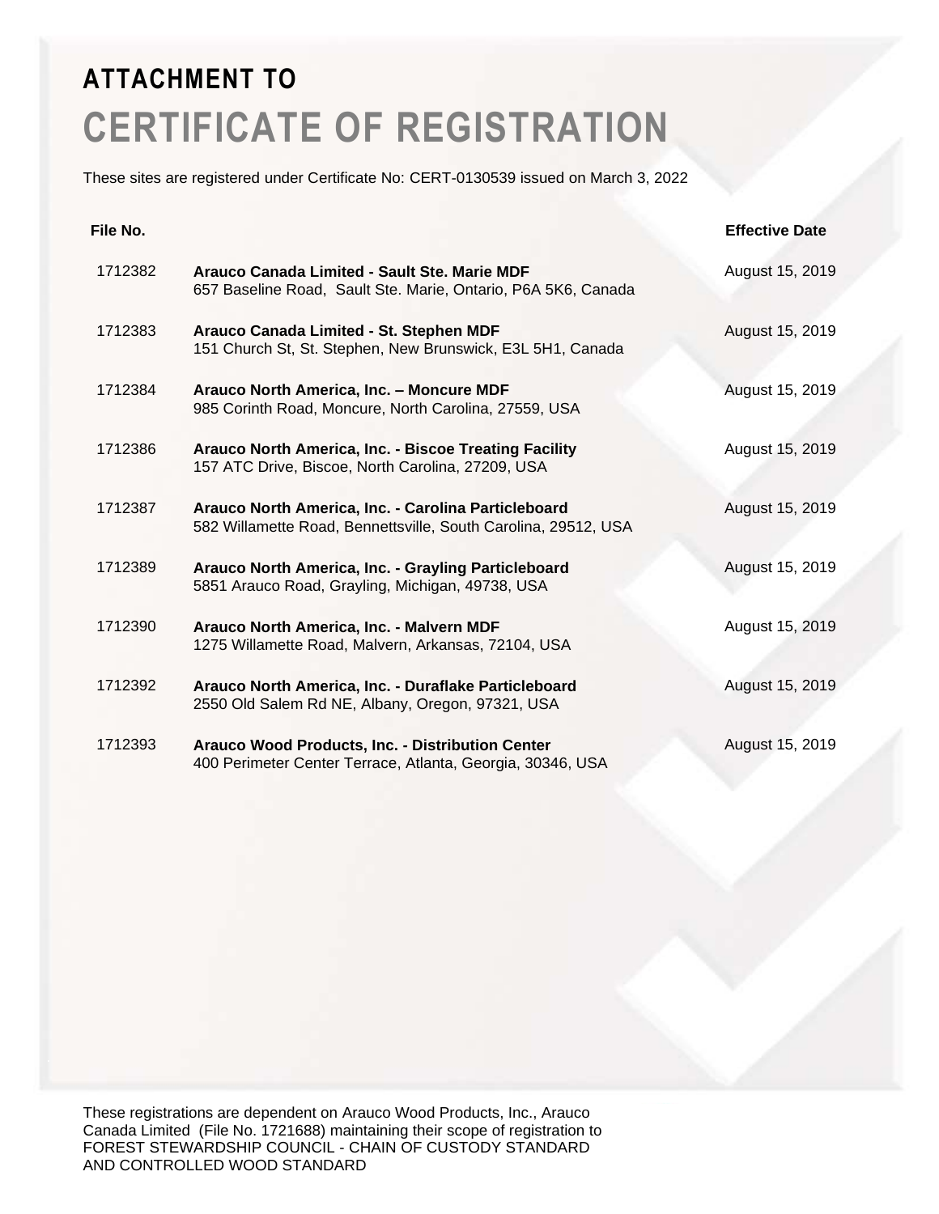# ATTACHMENT TO
# CERTIFICATE OF REGISTRATION

These sites are registered under Certificate No: CERT-0130539 issued on March 3, 2022

| File No. | | Effective Date |
|---|---|---|
| 1712382 | **Arauco Canada Limited - Sault Ste. Marie MDF**<br>657 Baseline Road, Sault Ste. Marie, Ontario, P6A 5K6, Canada | August 15, 2019 |
| 1712383 | **Arauco Canada Limited - St. Stephen MDF**<br>151 Church St, St. Stephen, New Brunswick, E3L 5H1, Canada | August 15, 2019 |
| 1712384 | **Arauco North America, Inc. – Moncure MDF**<br>985 Corinth Road, Moncure, North Carolina, 27559, USA | August 15, 2019 |
| 1712386 | **Arauco North America, Inc. - Biscoe Treating Facility**<br>157 ATC Drive, Biscoe, North Carolina, 27209, USA | August 15, 2019 |
| 1712387 | **Arauco North America, Inc. - Carolina Particleboard**<br>582 Willamette Road, Bennettsville, South Carolina, 29512, USA | August 15, 2019 |
| 1712389 | **Arauco North America, Inc. - Grayling Particleboard**<br>5851 Arauco Road, Grayling, Michigan, 49738, USA | August 15, 2019 |
| 1712390 | **Arauco North America, Inc. - Malvern MDF**<br>1275 Willamette Road, Malvern, Arkansas, 72104, USA | August 15, 2019 |
| 1712392 | **Arauco North America, Inc. - Duraflake Particleboard**<br>2550 Old Salem Rd NE, Albany, Oregon, 97321, USA | August 15, 2019 |
| 1712393 | **Arauco Wood Products, Inc. - Distribution Center**<br>400 Perimeter Center Terrace, Atlanta, Georgia, 30346, USA | August 15, 2019 |

These registrations are dependent on Arauco Wood Products, Inc., Arauco Canada Limited (File No. 1721688) maintaining their scope of registration to FOREST STEWARDSHIP COUNCIL - CHAIN OF CUSTODY STANDARD AND CONTROLLED WOOD STANDARD